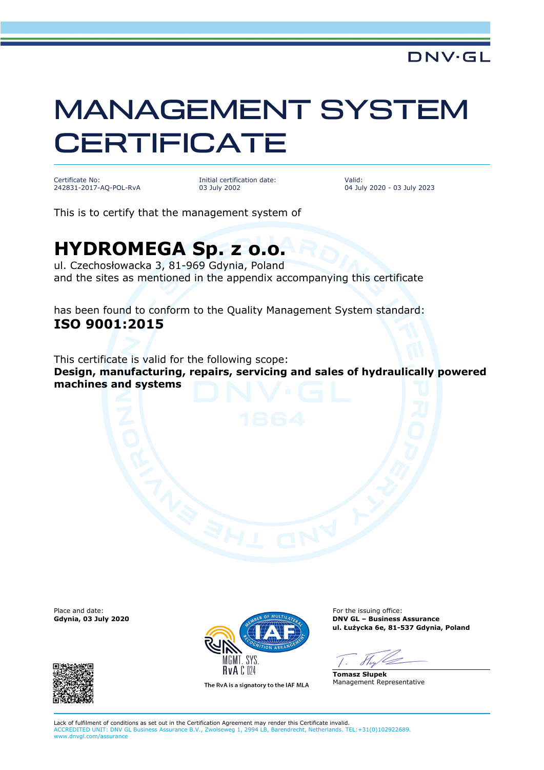DNV·GL

# MANAGEMENT SYSTEM CERTIFICATE

| Certificate No: | Initial certification date: | Valid: |
| --- | --- | --- |
| 242831-2017-AQ-POL-RvA | 03 July 2002 | 04 July 2020 - 03 July 2023 |

This is to certify that the management system of

## HYDROMEGA Sp. z o.o.

ul. Czechosłowacka 3, 81-969 Gdynia, Poland
and the sites as mentioned in the appendix accompanying this certificate

has been found to conform to the Quality Management System standard:
**ISO 9001:2015**

This certificate is valid for the following scope:
**Design, manufacturing, repairs, servicing and sales of hydraulically powered machines and systems**

Place and date:
**Gdynia, 03 July 2020**

MGMT. SYS.
RvA C 024

The RvA is a signatory to the IAF MLA

For the issuing office:
**DNV GL – Business Assurance**
**ul. Łużycka 6e, 81-537 Gdynia, Poland**

**Tomasz Słupek**
Management Representative

Lack of fulfilment of conditions as set out in the Certification Agreement may render this Certificate invalid.
ACCREDITED UNIT: DNV GL Business Assurance B.V., Zwolseweg 1, 2994 LB, Barendrecht, Netherlands. TEL:+31(0)102922689. www.dnvgl.com/assurance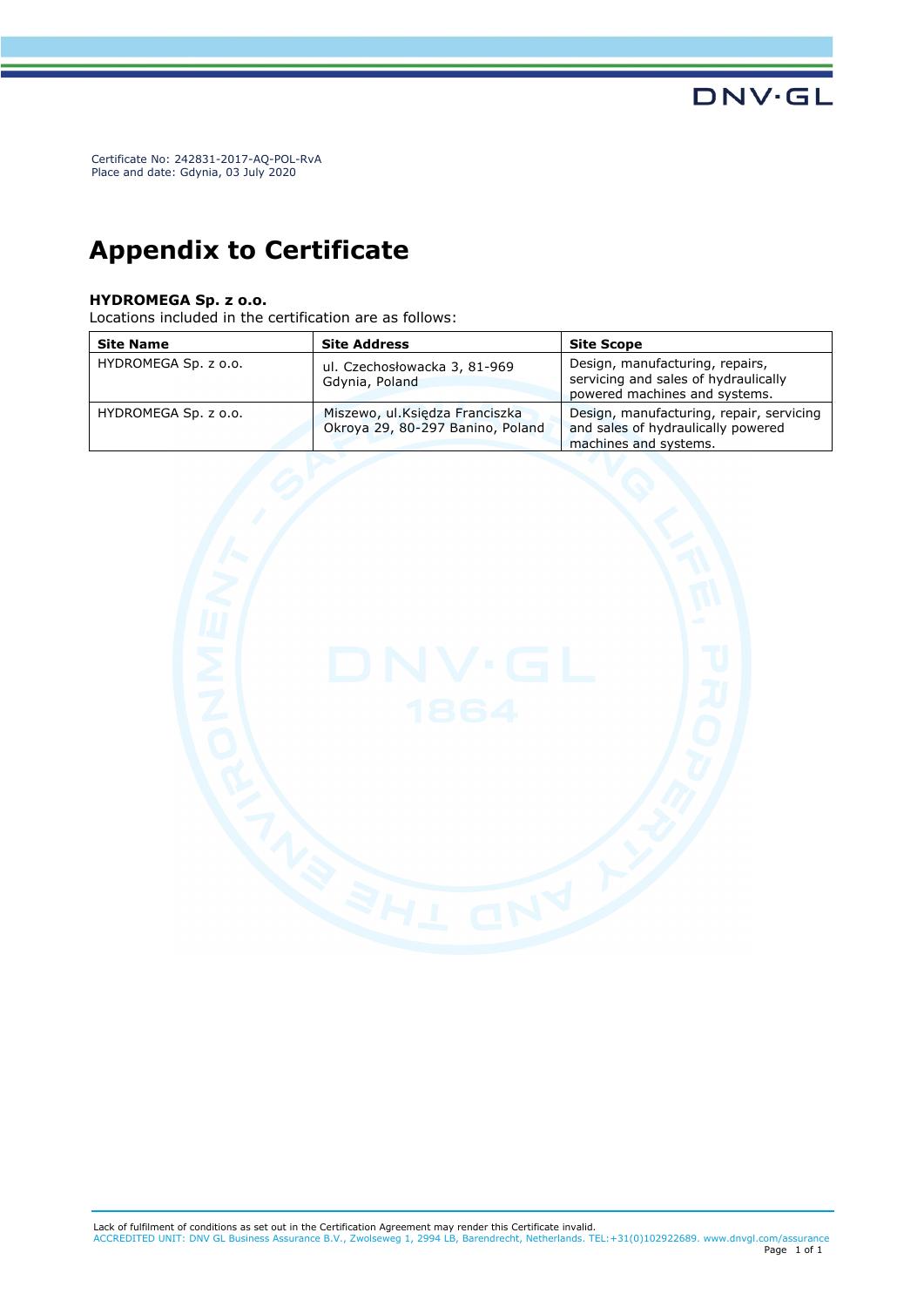Certificate No: 242831-2017-AQ-POL-RvA
Place and date: Gdynia, 03 July 2020

# Appendix to Certificate

**HYDROMEGA Sp. z o.o.**
Locations included in the certification are as follows:

| Site Name | Site Address | Site Scope |
|---|---|---|
| HYDROMEGA Sp. z o.o. | ul. Czechosłowacka 3, 81-969 Gdynia, Poland | Design, manufacturing, repairs, servicing and sales of hydraulically powered machines and systems. |
| HYDROMEGA Sp. z o.o. | Miszewo, ul.Księdza Franciszka Okroya 29, 80-297 Banino, Poland | Design, manufacturing, repair, servicing and sales of hydraulically powered machines and systems. |

Lack of fulfilment of conditions as set out in the Certification Agreement may render this Certificate invalid.
ACCREDITED UNIT: DNV GL Business Assurance B.V., Zwolseweg 1, 2994 LB, Barendrecht, Netherlands. TEL:+31(0)102922689. www.dnvgl.com/assurance